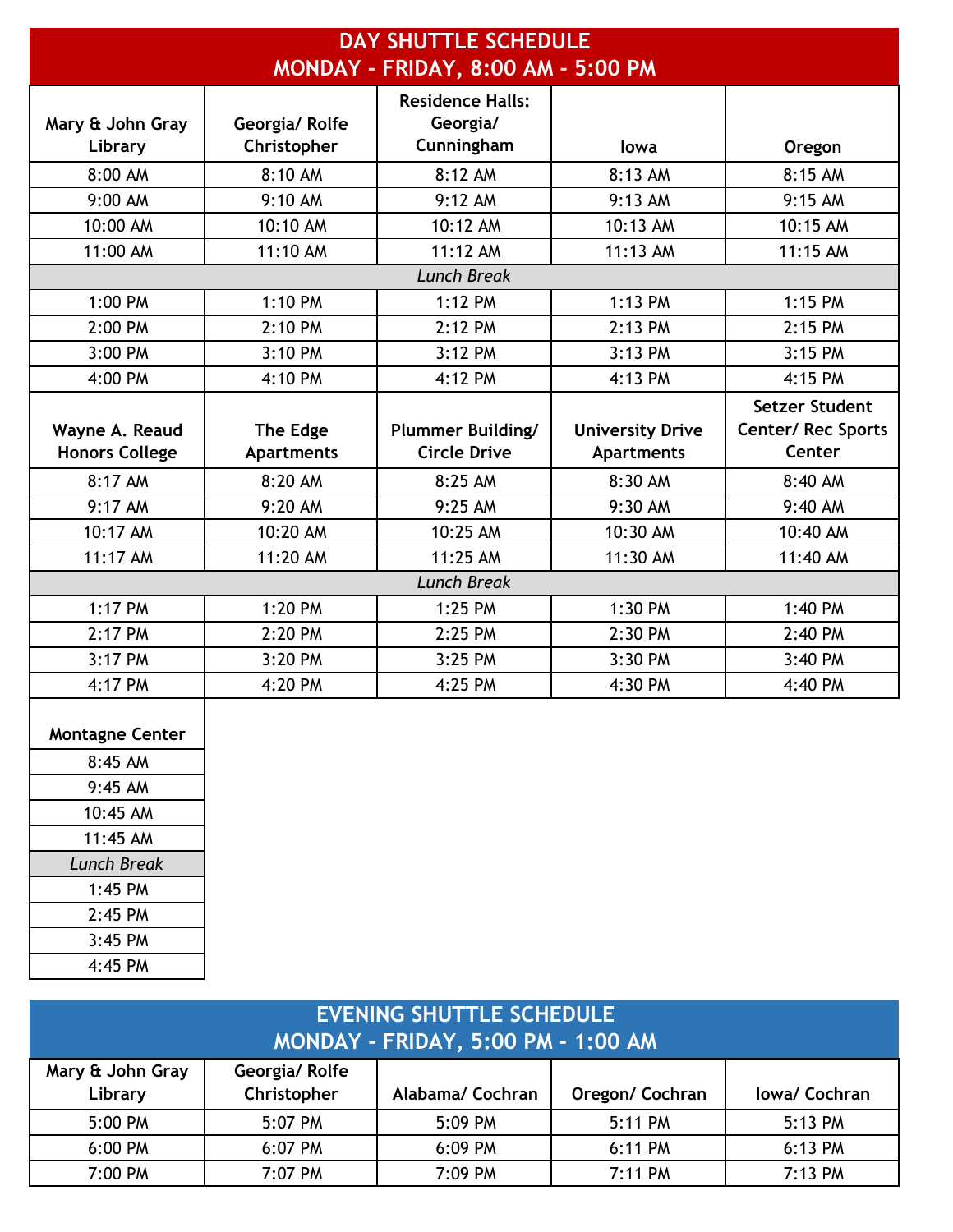## DAY SHUTTLE SCHEDULE
## MONDAY - FRIDAY, 8:00 AM - 5:00 PM

| Mary & John Gray Library | Georgia/ Rolfe Christopher | Residence Halls: Georgia/ Cunningham | Iowa | Oregon |
|---|---|---|---|---|
| 8:00 AM | 8:10 AM | 8:12 AM | 8:13 AM | 8:15 AM |
| 9:00 AM | 9:10 AM | 9:12 AM | 9:13 AM | 9:15 AM |
| 10:00 AM | 10:10 AM | 10:12 AM | 10:13 AM | 10:15 AM |
| 11:00 AM | 11:10 AM | 11:12 AM | 11:13 AM | 11:15 AM |
| *Lunch Break* | | | | |
| 1:00 PM | 1:10 PM | 1:12 PM | 1:13 PM | 1:15 PM |
| 2:00 PM | 2:10 PM | 2:12 PM | 2:13 PM | 2:15 PM |
| 3:00 PM | 3:10 PM | 3:12 PM | 3:13 PM | 3:15 PM |
| 4:00 PM | 4:10 PM | 4:12 PM | 4:13 PM | 4:15 PM |

| Wayne A. Reaud Honors College | The Edge Apartments | Plummer Building/ Circle Drive | University Drive Apartments | Setzer Student Center/ Rec Sports Center |
|---|---|---|---|---|
| 8:17 AM | 8:20 AM | 8:25 AM | 8:30 AM | 8:40 AM |
| 9:17 AM | 9:20 AM | 9:25 AM | 9:30 AM | 9:40 AM |
| 10:17 AM | 10:20 AM | 10:25 AM | 10:30 AM | 10:40 AM |
| 11:17 AM | 11:20 AM | 11:25 AM | 11:30 AM | 11:40 AM |
| *Lunch Break* | | | | |
| 1:17 PM | 1:20 PM | 1:25 PM | 1:30 PM | 1:40 PM |
| 2:17 PM | 2:20 PM | 2:25 PM | 2:30 PM | 2:40 PM |
| 3:17 PM | 3:20 PM | 3:25 PM | 3:30 PM | 3:40 PM |
| 4:17 PM | 4:20 PM | 4:25 PM | 4:30 PM | 4:40 PM |

| Montagne Center |
|---|
| 8:45 AM |
| 9:45 AM |
| 10:45 AM |
| 11:45 AM |
| *Lunch Break* |
| 1:45 PM |
| 2:45 PM |
| 3:45 PM |
| 4:45 PM |

## EVENING SHUTTLE SCHEDULE
## MONDAY - FRIDAY, 5:00 PM - 1:00 AM

| Mary & John Gray Library | Georgia/ Rolfe Christopher | Alabama/ Cochran | Oregon/ Cochran | Iowa/ Cochran |
|---|---|---|---|---|
| 5:00 PM | 5:07 PM | 5:09 PM | 5:11 PM | 5:13 PM |
| 6:00 PM | 6:07 PM | 6:09 PM | 6:11 PM | 6:13 PM |
| 7:00 PM | 7:07 PM | 7:09 PM | 7:11 PM | 7:13 PM |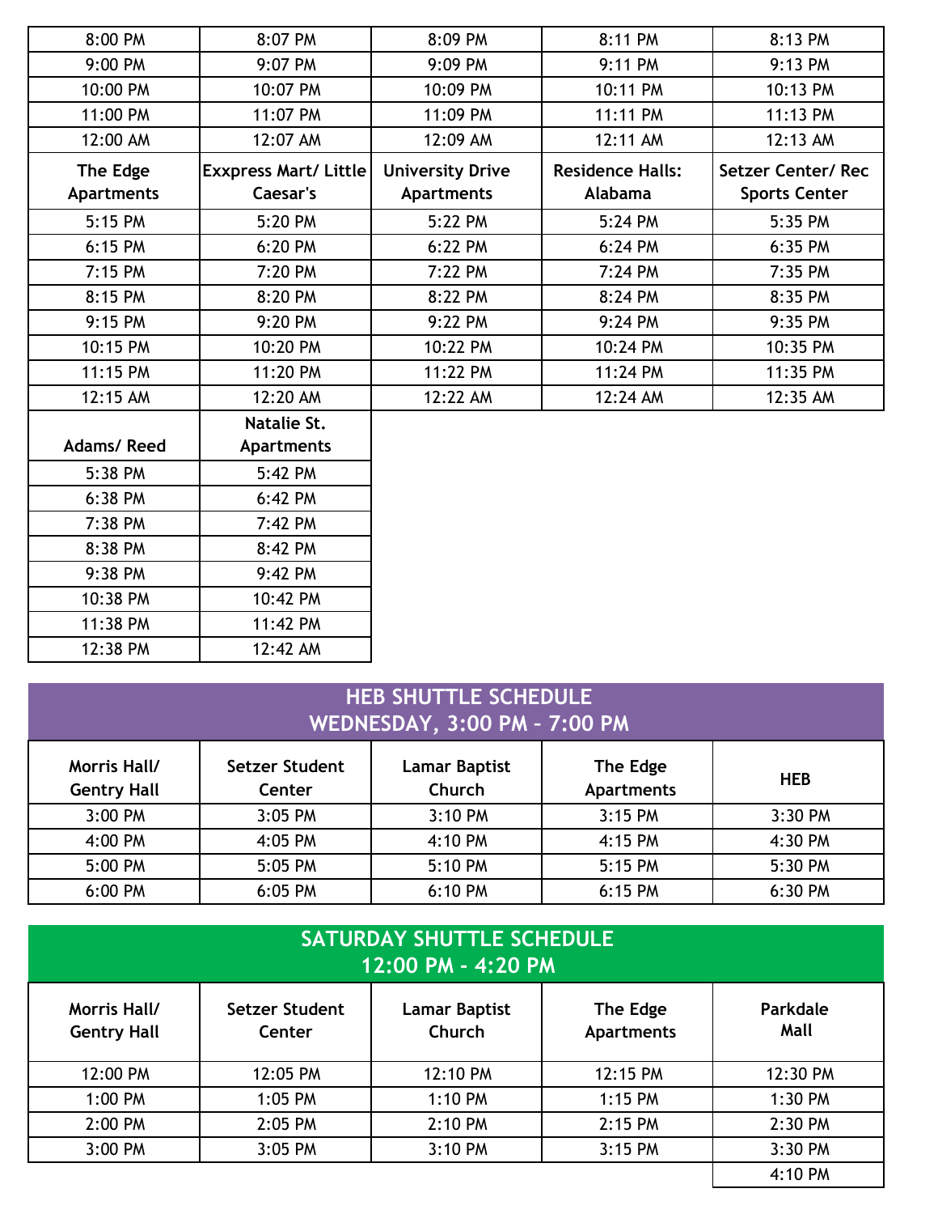| | | | | |
|---|---|---|---|---|
| 8:00 PM | 8:07 PM | 8:09 PM | 8:11 PM | 8:13 PM |
| 9:00 PM | 9:07 PM | 9:09 PM | 9:11 PM | 9:13 PM |
| 10:00 PM | 10:07 PM | 10:09 PM | 10:11 PM | 10:13 PM |
| 11:00 PM | 11:07 PM | 11:09 PM | 11:11 PM | 11:13 PM |
| 12:00 AM | 12:07 AM | 12:09 AM | 12:11 AM | 12:13 AM |
| **The Edge Apartments** | **Exxpress Mart/ Little Caesar's** | **University Drive Apartments** | **Residence Halls: Alabama** | **Setzer Center/ Rec Sports Center** |
| 5:15 PM | 5:20 PM | 5:22 PM | 5:24 PM | 5:35 PM |
| 6:15 PM | 6:20 PM | 6:22 PM | 6:24 PM | 6:35 PM |
| 7:15 PM | 7:20 PM | 7:22 PM | 7:24 PM | 7:35 PM |
| 8:15 PM | 8:20 PM | 8:22 PM | 8:24 PM | 8:35 PM |
| 9:15 PM | 9:20 PM | 9:22 PM | 9:24 PM | 9:35 PM |
| 10:15 PM | 10:20 PM | 10:22 PM | 10:24 PM | 10:35 PM |
| 11:15 PM | 11:20 PM | 11:22 PM | 11:24 PM | 11:35 PM |
| 12:15 AM | 12:20 AM | 12:22 AM | 12:24 AM | 12:35 AM |

| Adams/ Reed | Natalie St. Apartments |
|---|---|
| 5:38 PM | 5:42 PM |
| 6:38 PM | 6:42 PM |
| 7:38 PM | 7:42 PM |
| 8:38 PM | 8:42 PM |
| 9:38 PM | 9:42 PM |
| 10:38 PM | 10:42 PM |
| 11:38 PM | 11:42 PM |
| 12:38 PM | 12:42 AM |

## HEB SHUTTLE SCHEDULE
## WEDNESDAY, 3:00 PM – 7:00 PM

| Morris Hall/ Gentry Hall | Setzer Student Center | Lamar Baptist Church | The Edge Apartments | HEB |
|---|---|---|---|---|
| 3:00 PM | 3:05 PM | 3:10 PM | 3:15 PM | 3:30 PM |
| 4:00 PM | 4:05 PM | 4:10 PM | 4:15 PM | 4:30 PM |
| 5:00 PM | 5:05 PM | 5:10 PM | 5:15 PM | 5:30 PM |
| 6:00 PM | 6:05 PM | 6:10 PM | 6:15 PM | 6:30 PM |

## SATURDAY SHUTTLE SCHEDULE
## 12:00 PM - 4:20 PM

| Morris Hall/ Gentry Hall | Setzer Student Center | Lamar Baptist Church | The Edge Apartments | Parkdale Mall |
|---|---|---|---|---|
| 12:00 PM | 12:05 PM | 12:10 PM | 12:15 PM | 12:30 PM |
| 1:00 PM | 1:05 PM | 1:10 PM | 1:15 PM | 1:30 PM |
| 2:00 PM | 2:05 PM | 2:10 PM | 2:15 PM | 2:30 PM |
| 3:00 PM | 3:05 PM | 3:10 PM | 3:15 PM | 3:30 PM |
| | | | | 4:10 PM |